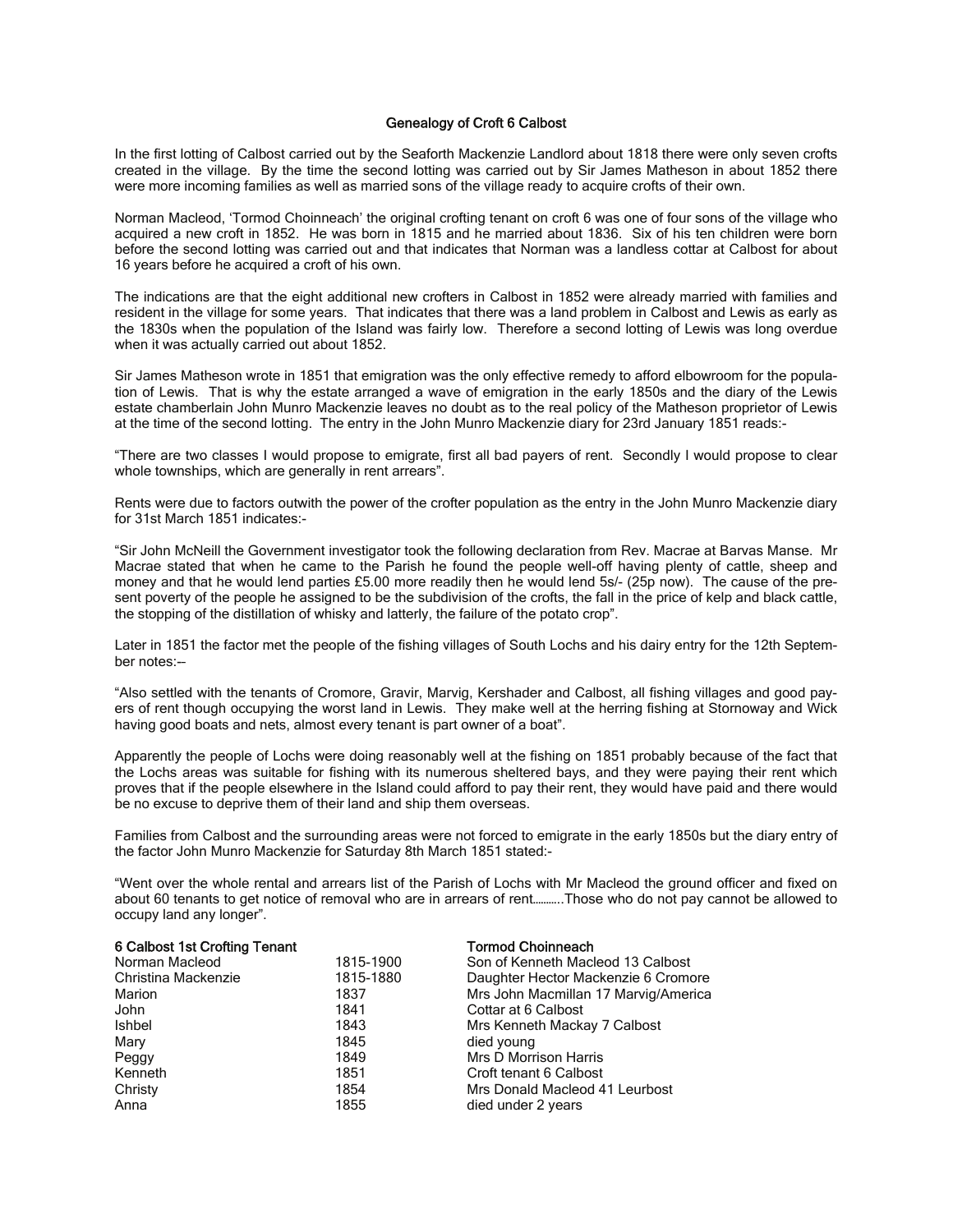# Genealogy of Croft 6 Calbost

In the first lotting of Calbost carried out by the Seaforth Mackenzie Landlord about 1818 there were only seven crofts created in the village. By the time the second lotting was carried out by Sir James Matheson in about 1852 there were more incoming families as well as married sons of the village ready to acquire crofts of their own.

Norman Macleod, 'Tormod Choinneach' the original crofting tenant on croft 6 was one of four sons of the village who acquired a new croft in 1852. He was born in 1815 and he married about 1836. Six of his ten children were born before the second lotting was carried out and that indicates that Norman was a landless cottar at Calbost for about 16 years before he acquired a croft of his own.

The indications are that the eight additional new crofters in Calbost in 1852 were already married with families and resident in the village for some years. That indicates that there was a land problem in Calbost and Lewis as early as the 1830s when the population of the Island was fairly low. Therefore a second lotting of Lewis was long overdue when it was actually carried out about 1852.

Sir James Matheson wrote in 1851 that emigration was the only effective remedy to afford elbowroom for the population of Lewis. That is why the estate arranged a wave of emigration in the early 1850s and the diary of the Lewis estate chamberlain John Munro Mackenzie leaves no doubt as to the real policy of the Matheson proprietor of Lewis at the time of the second lotting. The entry in the John Munro Mackenzie diary for 23rd January 1851 reads:-

"There are two classes I would propose to emigrate, first all bad payers of rent. Secondly I would propose to clear whole townships, which are generally in rent arrears".

Rents were due to factors outwith the power of the crofter population as the entry in the John Munro Mackenzie diary for 31st March 1851 indicates:-

"Sir John McNeill the Government investigator took the following declaration from Rev. Macrae at Barvas Manse. Mr Macrae stated that when he came to the Parish he found the people well-off having plenty of cattle, sheep and money and that he would lend parties £5.00 more readily then he would lend 5s/- (25p now). The cause of the present poverty of the people he assigned to be the subdivision of the crofts, the fall in the price of kelp and black cattle, the stopping of the distillation of whisky and latterly, the failure of the potato crop".

Later in 1851 the factor met the people of the fishing villages of South Lochs and his dairy entry for the 12th September notes:--

"Also settled with the tenants of Cromore, Gravir, Marvig, Kershader and Calbost, all fishing villages and good payers of rent though occupying the worst land in Lewis. They make well at the herring fishing at Stornoway and Wick having good boats and nets, almost every tenant is part owner of a boat".

Apparently the people of Lochs were doing reasonably well at the fishing on 1851 probably because of the fact that the Lochs areas was suitable for fishing with its numerous sheltered bays, and they were paying their rent which proves that if the people elsewhere in the Island could afford to pay their rent, they would have paid and there would be no excuse to deprive them of their land and ship them overseas.

Families from Calbost and the surrounding areas were not forced to emigrate in the early 1850s but the diary entry of the factor John Munro Mackenzie for Saturday 8th March 1851 stated:-

"Went over the whole rental and arrears list of the Parish of Lochs with Mr Macleod the ground officer and fixed on about 60 tenants to get notice of removal who are in arrears of rent……….Those who do not pay cannot be allowed to occupy land any longer".

| **6 Calbost 1st Crofting Tenant** | | **Tormod Choinneach** |
|---|---|---|
| Norman Macleod | 1815-1900 | Son of Kenneth Macleod 13 Calbost |
| Christina Mackenzie | 1815-1880 | Daughter Hector Mackenzie 6 Cromore |
| Marion | 1837 | Mrs John Macmillan 17 Marvig/America |
| John | 1841 | Cottar at 6 Calbost |
| Ishbel | 1843 | Mrs Kenneth Mackay 7 Calbost |
| Mary | 1845 | died young |
| Peggy | 1849 | Mrs D Morrison Harris |
| Kenneth | 1851 | Croft tenant 6 Calbost |
| Christy | 1854 | Mrs Donald Macleod 41 Leurbost |
| Anna | 1855 | died under 2 years |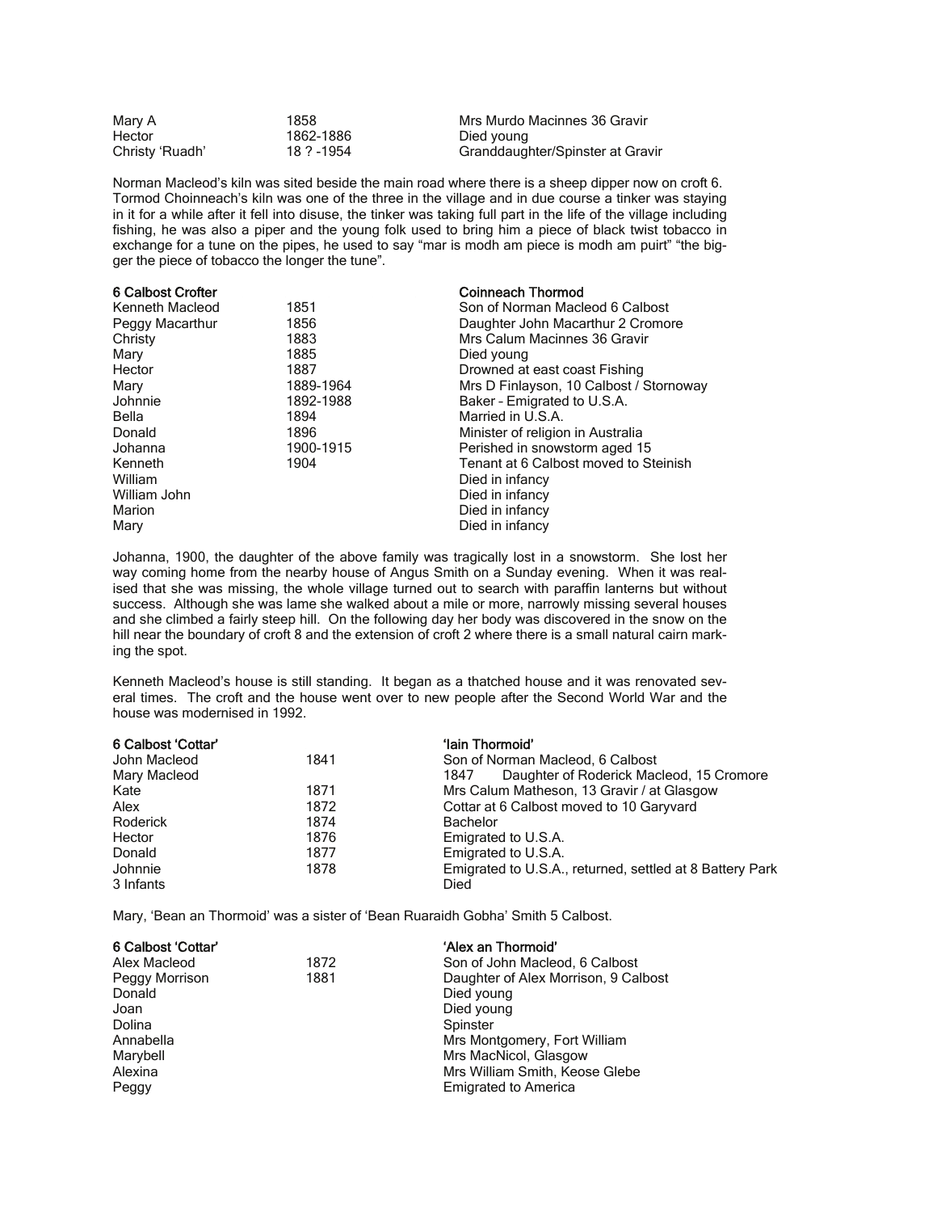| | | |
|---|---|---|
| Mary A | 1858 | Mrs Murdo Macinnes 36 Gravir |
| Hector | 1862-1886 | Died young |
| Christy 'Ruadh' | 18 ? -1954 | Granddaughter/Spinster at Gravir |

Norman Macleod's kiln was sited beside the main road where there is a sheep dipper now on croft 6. Tormod Choinneach's kiln was one of the three in the village and in due course a tinker was staying in it for a while after it fell into disuse, the tinker was taking full part in the life of the village including fishing, he was also a piper and the young folk used to bring him a piece of black twist tobacco in exchange for a tune on the pipes, he used to say "mar is modh am piece is modh am puirt" "the bigger the piece of tobacco the longer the tune".

| **6 Calbost Crofter** | | **Coinneach Thormod** |
|---|---|---|
| Kenneth Macleod | 1851 | Son of Norman Macleod 6 Calbost |
| Peggy Macarthur | 1856 | Daughter John Macarthur 2 Cromore |
| Christy | 1883 | Mrs Calum Macinnes 36 Gravir |
| Mary | 1885 | Died young |
| Hector | 1887 | Drowned at east coast Fishing |
| Mary | 1889-1964 | Mrs D Finlayson, 10 Calbost / Stornoway |
| Johnnie | 1892-1988 | Baker - Emigrated to U.S.A. |
| Bella | 1894 | Married in U.S.A. |
| Donald | 1896 | Minister of religion in Australia |
| Johanna | 1900-1915 | Perished in snowstorm aged 15 |
| Kenneth | 1904 | Tenant at 6 Calbost moved to Steinish |
| William | | Died in infancy |
| William John | | Died in infancy |
| Marion | | Died in infancy |
| Mary | | Died in infancy |

Johanna, 1900, the daughter of the above family was tragically lost in a snowstorm. She lost her way coming home from the nearby house of Angus Smith on a Sunday evening. When it was realised that she was missing, the whole village turned out to search with paraffin lanterns but without success. Although she was lame she walked about a mile or more, narrowly missing several houses and she climbed a fairly steep hill. On the following day her body was discovered in the snow on the hill near the boundary of croft 8 and the extension of croft 2 where there is a small natural cairn marking the spot.

Kenneth Macleod's house is still standing. It began as a thatched house and it was renovated several times. The croft and the house went over to new people after the Second World War and the house was modernised in 1992.

| **6 Calbost 'Cottar'** | | **'Iain Thormoid'** |
|---|---|---|
| John Macleod | 1841 | Son of Norman Macleod, 6 Calbost |
| Mary Macleod | | 1847 Daughter of Roderick Macleod, 15 Cromore |
| Kate | 1871 | Mrs Calum Matheson, 13 Gravir / at Glasgow |
| Alex | 1872 | Cottar at 6 Calbost moved to 10 Garyvard |
| Roderick | 1874 | Bachelor |
| Hector | 1876 | Emigrated to U.S.A. |
| Donald | 1877 | Emigrated to U.S.A. |
| Johnnie | 1878 | Emigrated to U.S.A., returned, settled at 8 Battery Park |
| 3 Infants | | Died |

Mary, 'Bean an Thormoid' was a sister of 'Bean Ruaraidh Gobha' Smith 5 Calbost.

| **6 Calbost 'Cottar'** | | **'Alex an Thormoid'** |
|---|---|---|
| Alex Macleod | 1872 | Son of John Macleod, 6 Calbost |
| Peggy Morrison | 1881 | Daughter of Alex Morrison, 9 Calbost |
| Donald | | Died young |
| Joan | | Died young |
| Dolina | | Spinster |
| Annabella | | Mrs Montgomery, Fort William |
| Marybell | | Mrs MacNicol, Glasgow |
| Alexina | | Mrs William Smith, Keose Glebe |
| Peggy | | Emigrated to America |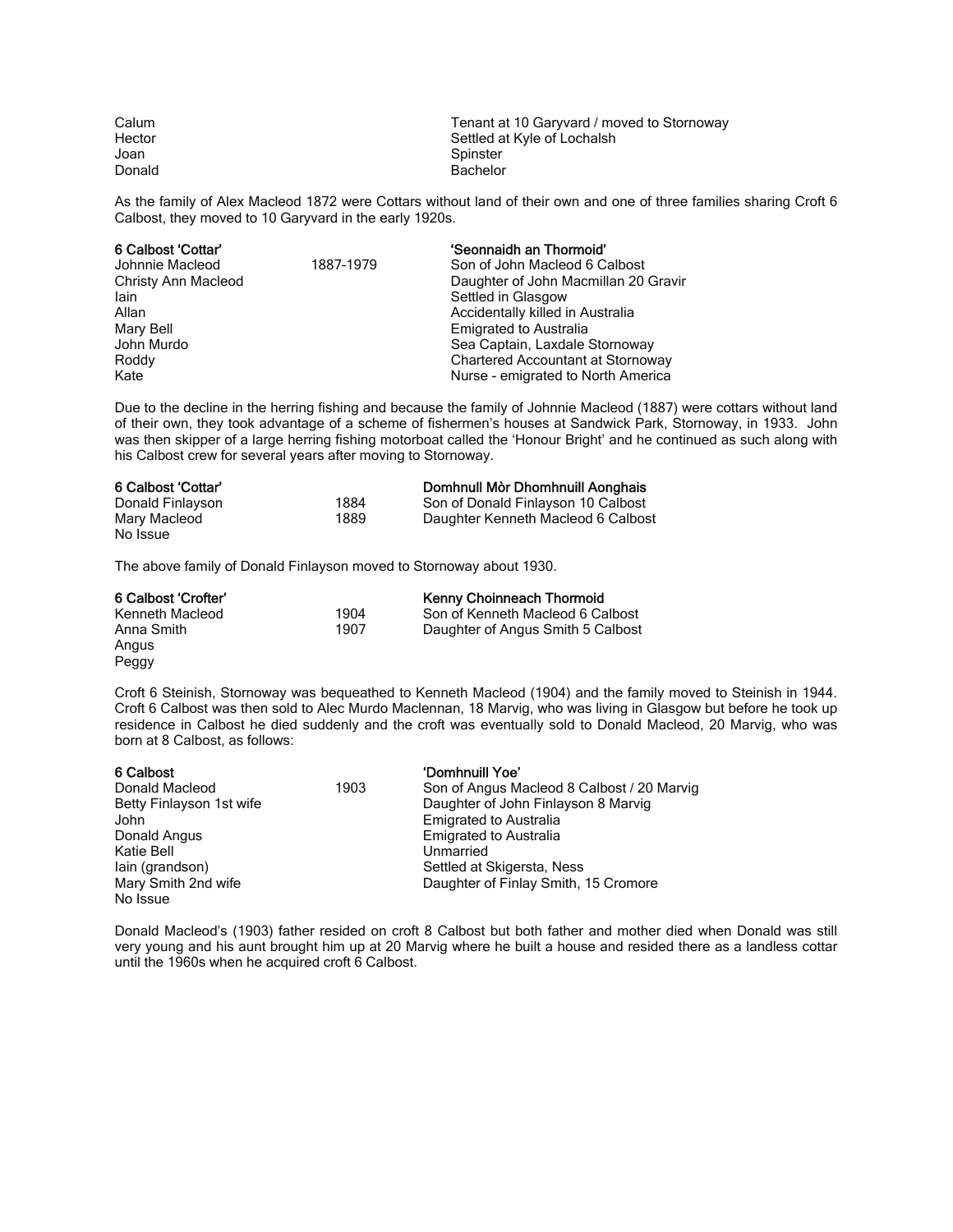| | | |
|---|---|---|
| Calum | | Tenant at 10 Garyvard / moved to Stornoway |
| Hector | | Settled at Kyle of Lochalsh |
| Joan | | Spinster |
| Donald | | Bachelor |

As the family of Alex Macleod 1872 were Cottars without land of their own and one of three families sharing Croft 6 Calbost, they moved to 10 Garyvard in the early 1920s.

| **6 Calbost 'Cottar'** | | **'Seonnaidh an Thormoid'** |
|---|---|---|
| Johnnie Macleod | 1887-1979 | Son of John Macleod 6 Calbost |
| Christy Ann Macleod | | Daughter of John Macmillan 20 Gravir |
| Iain | | Settled in Glasgow |
| Allan | | Accidentally killed in Australia |
| Mary Bell | | Emigrated to Australia |
| John Murdo | | Sea Captain, Laxdale Stornoway |
| Roddy | | Chartered Accountant at Stornoway |
| Kate | | Nurse - emigrated to North America |

Due to the decline in the herring fishing and because the family of Johnnie Macleod (1887) were cottars without land of their own, they took advantage of a scheme of fishermen's houses at Sandwick Park, Stornoway, in 1933. John was then skipper of a large herring fishing motorboat called the 'Honour Bright' and he continued as such along with his Calbost crew for several years after moving to Stornoway.

| **6 Calbost 'Cottar'** | | **Domhnull Mòr Dhomhnuill Aonghais** |
|---|---|---|
| Donald Finlayson | 1884 | Son of Donald Finlayson 10 Calbost |
| Mary Macleod | 1889 | Daughter Kenneth Macleod 6 Calbost |
| No Issue | | |

The above family of Donald Finlayson moved to Stornoway about 1930.

| **6 Calbost 'Crofter'** | | **Kenny Choinneach Thormoid** |
|---|---|---|
| Kenneth Macleod | 1904 | Son of Kenneth Macleod 6 Calbost |
| Anna Smith | 1907 | Daughter of Angus Smith 5 Calbost |
| Angus | | |
| Peggy | | |

Croft 6 Steinish, Stornoway was bequeathed to Kenneth Macleod (1904) and the family moved to Steinish in 1944. Croft 6 Calbost was then sold to Alec Murdo Maclennan, 18 Marvig, who was living in Glasgow but before he took up residence in Calbost he died suddenly and the croft was eventually sold to Donald Macleod, 20 Marvig, who was born at 8 Calbost, as follows:

| **6 Calbost** | | **'Domhnuill Yoe'** |
|---|---|---|
| Donald Macleod | 1903 | Son of Angus Macleod 8 Calbost / 20 Marvig |
| Betty Finlayson 1st wife | | Daughter of John Finlayson 8 Marvig |
| John | | Emigrated to Australia |
| Donald Angus | | Emigrated to Australia |
| Katie Bell | | Unmarried |
| Iain (grandson) | | Settled at Skigersta, Ness |
| Mary Smith 2nd wife | | Daughter of Finlay Smith, 15 Cromore |
| No Issue | | |

Donald Macleod's (1903) father resided on croft 8 Calbost but both father and mother died when Donald was still very young and his aunt brought him up at 20 Marvig where he built a house and resided there as a landless cottar until the 1960s when he acquired croft 6 Calbost.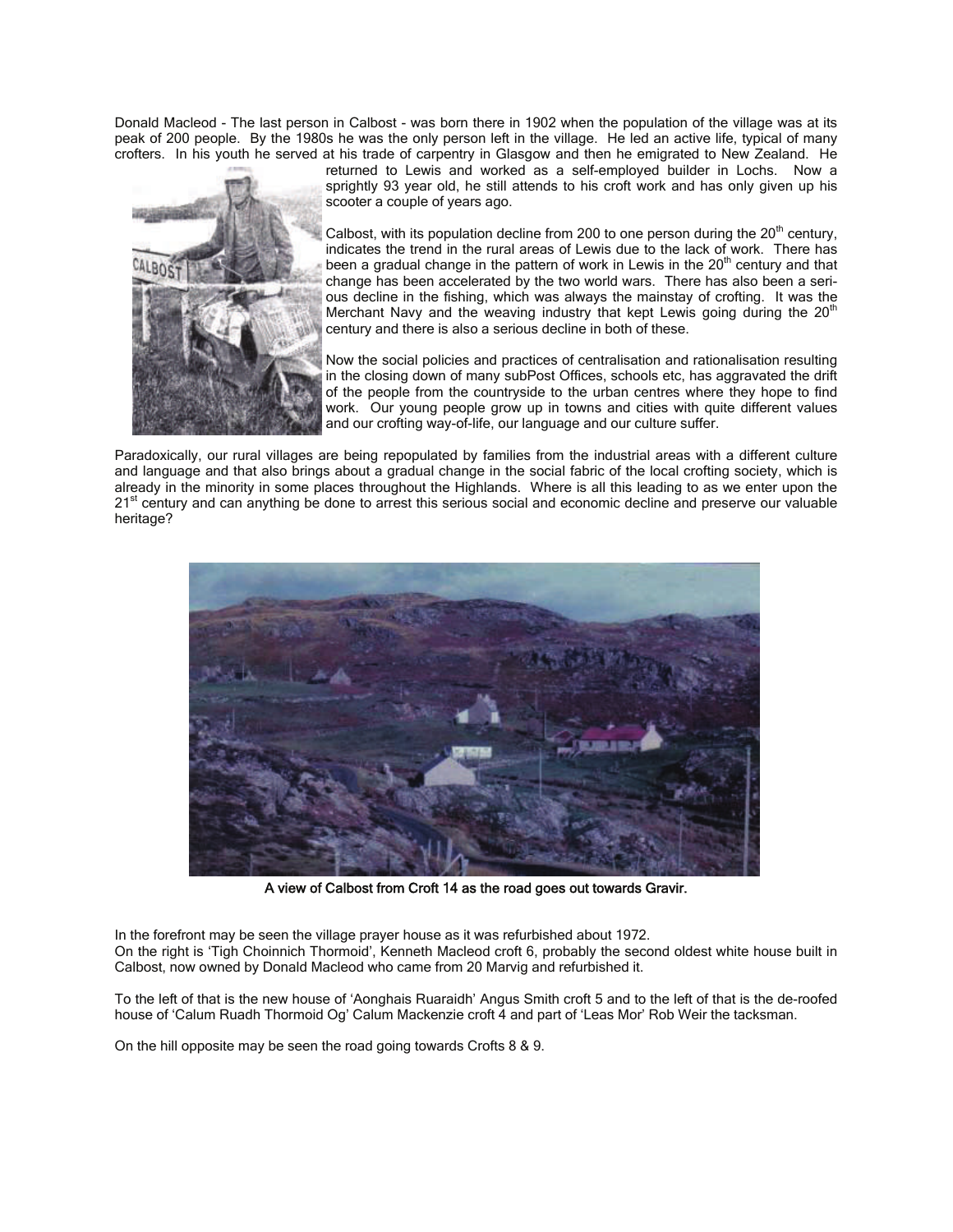Donald Macleod - The last person in Calbost - was born there in 1902 when the population of the village was at its peak of 200 people. By the 1980s he was the only person left in the village. He led an active life, typical of many crofters. In his youth he served at his trade of carpentry in Glasgow and then he emigrated to New Zealand. He returned to Lewis and worked as a self-employed builder in Lochs. Now a sprightly 93 year old, he still attends to his croft work and has only given up his scooter a couple of years ago.

Calbost, with its population decline from 200 to one person during the 20th century, indicates the trend in the rural areas of Lewis due to the lack of work. There has been a gradual change in the pattern of work in Lewis in the 20th century and that change has been accelerated by the two world wars. There has also been a serious decline in the fishing, which was always the mainstay of crofting. It was the Merchant Navy and the weaving industry that kept Lewis going during the 20th century and there is also a serious decline in both of these.

Now the social policies and practices of centralisation and rationalisation resulting in the closing down of many subPost Offices, schools etc, has aggravated the drift of the people from the countryside to the urban centres where they hope to find work. Our young people grow up in towns and cities with quite different values and our crofting way-of-life, our language and our culture suffer.

Paradoxically, our rural villages are being repopulated by families from the industrial areas with a different culture and language and that also brings about a gradual change in the social fabric of the local crofting society, which is already in the minority in some places throughout the Highlands. Where is all this leading to as we enter upon the 21st century and can anything be done to arrest this serious social and economic decline and preserve our valuable heritage?

**A view of Calbost from Croft 14 as the road goes out towards Gravir.**

In the forefront may be seen the village prayer house as it was refurbished about 1972.
On the right is 'Tigh Choinnich Thormoid', Kenneth Macleod croft 6, probably the second oldest white house built in Calbost, now owned by Donald Macleod who came from 20 Marvig and refurbished it.

To the left of that is the new house of 'Aonghais Ruaraidh' Angus Smith croft 5 and to the left of that is the de-roofed house of 'Calum Ruadh Thormoid Og' Calum Mackenzie croft 4 and part of 'Leas Mor' Rob Weir the tacksman.

On the hill opposite may be seen the road going towards Crofts 8 & 9.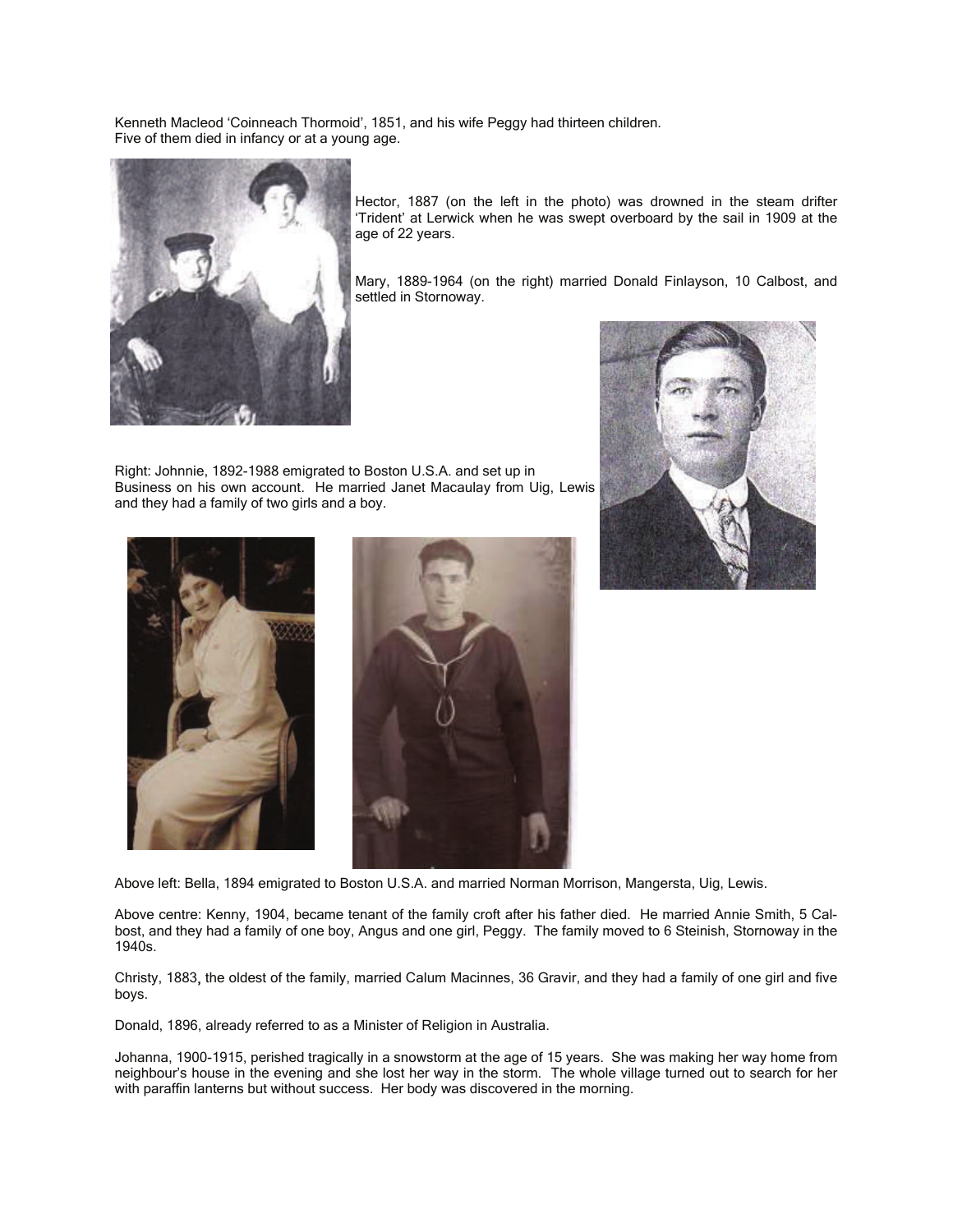Kenneth Macleod 'Coinneach Thormoid', 1851, and his wife Peggy had thirteen children. Five of them died in infancy or at a young age.

Hector, 1887 (on the left in the photo) was drowned in the steam drifter 'Trident' at Lerwick when he was swept overboard by the sail in 1909 at the age of 22 years.

Mary, 1889-1964 (on the right) married Donald Finlayson, 10 Calbost, and settled in Stornoway.

Right: Johnnie, 1892-1988 emigrated to Boston U.S.A. and set up in Business on his own account. He married Janet Macaulay from Uig, Lewis and they had a family of two girls and a boy.

Above left: Bella, 1894 emigrated to Boston U.S.A. and married Norman Morrison, Mangersta, Uig, Lewis.

Above centre: Kenny, 1904, became tenant of the family croft after his father died. He married Annie Smith, 5 Calbost, and they had a family of one boy, Angus and one girl, Peggy. The family moved to 6 Steinish, Stornoway in the 1940s.

Christy, 1883, the oldest of the family, married Calum Macinnes, 36 Gravir, and they had a family of one girl and five boys.

Donald, 1896, already referred to as a Minister of Religion in Australia.

Johanna, 1900-1915, perished tragically in a snowstorm at the age of 15 years. She was making her way home from neighbour's house in the evening and she lost her way in the storm. The whole village turned out to search for her with paraffin lanterns but without success. Her body was discovered in the morning.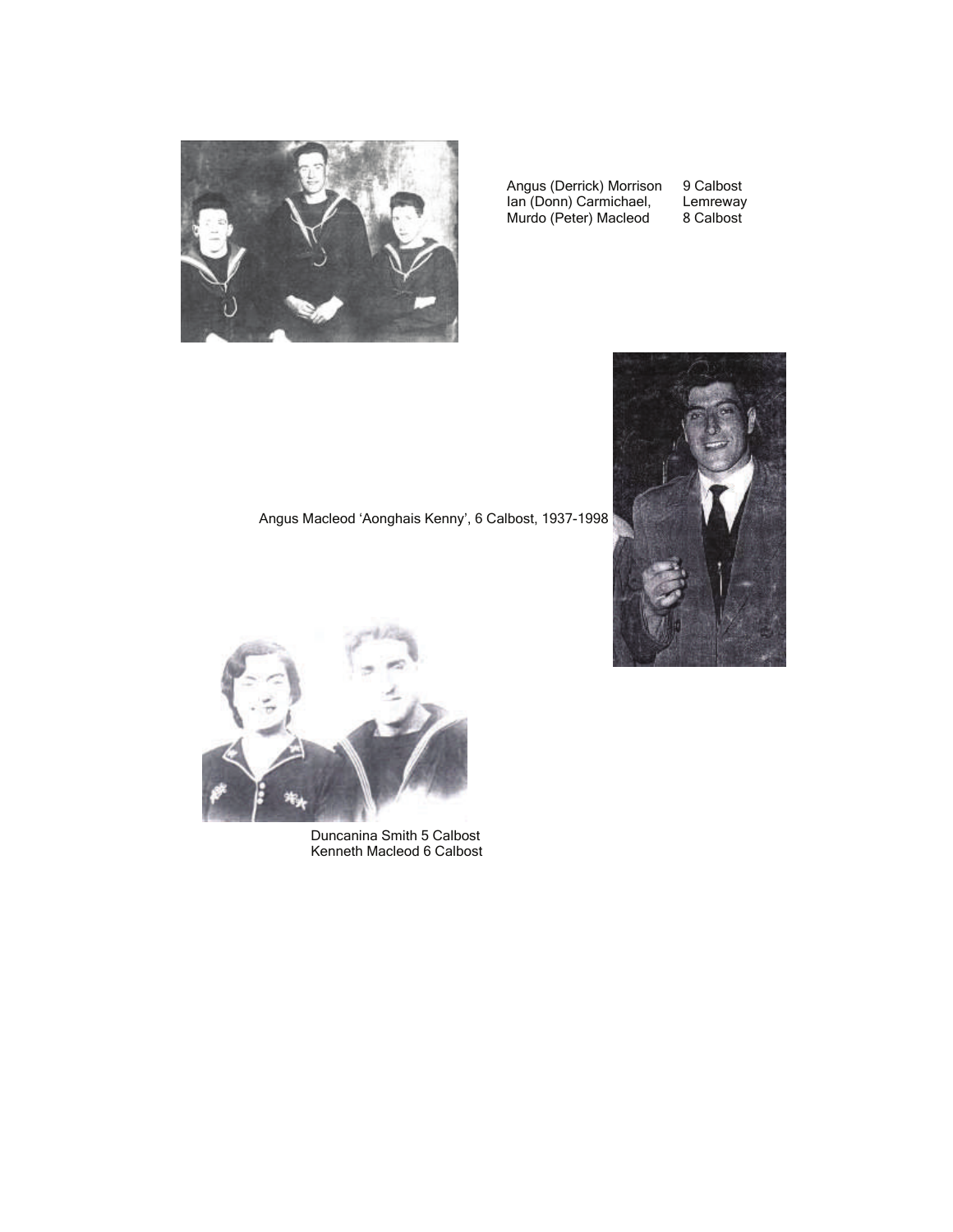Angus (Derrick) Morrison	9 Calbost
Ian (Donn) Carmichael,	Lemreway
Murdo (Peter) Macleod	8 Calbost

Angus Macleod ‘Aonghais Kenny’, 6 Calbost, 1937-1998

Duncanina Smith 5 Calbost
Kenneth Macleod 6 Calbost